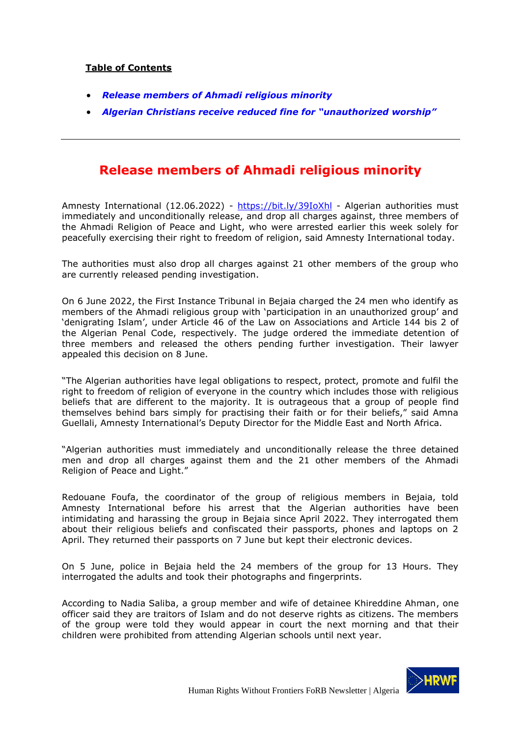**Table of Contents**

- ***Release members of Ahmadi religious minority***
- ***Algerian Christians receive reduced fine for "unauthorized worship"***

---

## Release members of Ahmadi religious minority

Amnesty International (12.06.2022) - https://bit.ly/39IoXhl - Algerian authorities must immediately and unconditionally release, and drop all charges against, three members of the Ahmadi Religion of Peace and Light, who were arrested earlier this week solely for peacefully exercising their right to freedom of religion, said Amnesty International today.

The authorities must also drop all charges against 21 other members of the group who are currently released pending investigation.

On 6 June 2022, the First Instance Tribunal in Bejaia charged the 24 men who identify as members of the Ahmadi religious group with 'participation in an unauthorized group' and 'denigrating Islam', under Article 46 of the Law on Associations and Article 144 bis 2 of the Algerian Penal Code, respectively. The judge ordered the immediate detention of three members and released the others pending further investigation. Their lawyer appealed this decision on 8 June.

"The Algerian authorities have legal obligations to respect, protect, promote and fulfil the right to freedom of religion of everyone in the country which includes those with religious beliefs that are different to the majority. It is outrageous that a group of people find themselves behind bars simply for practising their faith or for their beliefs," said Amna Guellali, Amnesty International's Deputy Director for the Middle East and North Africa.

"Algerian authorities must immediately and unconditionally release the three detained men and drop all charges against them and the 21 other members of the Ahmadi Religion of Peace and Light."

Redouane Foufa, the coordinator of the group of religious members in Bejaia, told Amnesty International before his arrest that the Algerian authorities have been intimidating and harassing the group in Bejaia since April 2022. They interrogated them about their religious beliefs and confiscated their passports, phones and laptops on 2 April. They returned their passports on 7 June but kept their electronic devices.

On 5 June, police in Bejaia held the 24 members of the group for 13 Hours. They interrogated the adults and took their photographs and fingerprints.

According to Nadia Saliba, a group member and wife of detainee Khireddine Ahman, one officer said they are traitors of Islam and do not deserve rights as citizens. The members of the group were told they would appear in court the next morning and that their children were prohibited from attending Algerian schools until next year.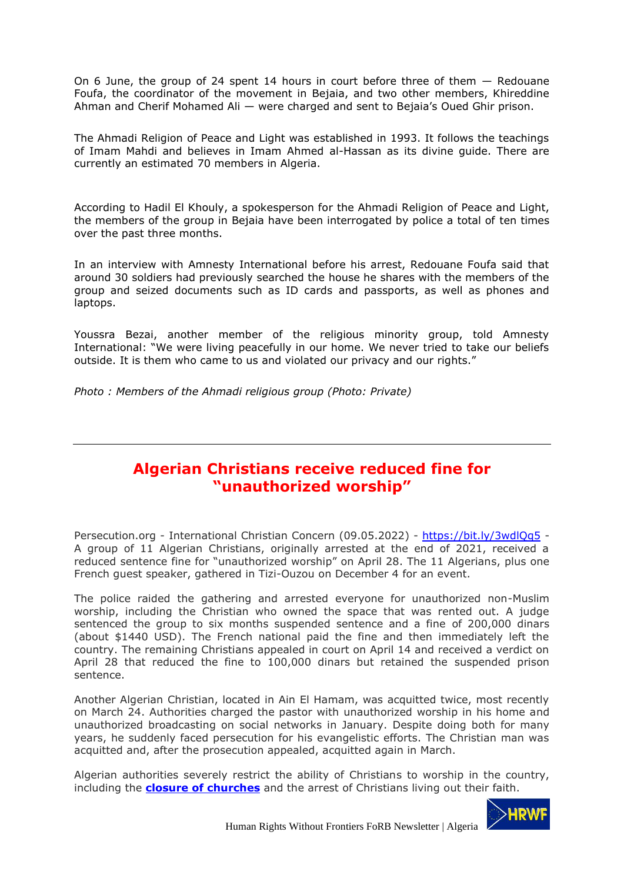On 6 June, the group of 24 spent 14 hours in court before three of them — Redouane Foufa, the coordinator of the movement in Bejaia, and two other members, Khireddine Ahman and Cherif Mohamed Ali — were charged and sent to Bejaia's Oued Ghir prison.

The Ahmadi Religion of Peace and Light was established in 1993. It follows the teachings of Imam Mahdi and believes in Imam Ahmed al-Hassan as its divine guide. There are currently an estimated 70 members in Algeria.

According to Hadil El Khouly, a spokesperson for the Ahmadi Religion of Peace and Light, the members of the group in Bejaia have been interrogated by police a total of ten times over the past three months.

In an interview with Amnesty International before his arrest, Redouane Foufa said that around 30 soldiers had previously searched the house he shares with the members of the group and seized documents such as ID cards and passports, as well as phones and laptops.

Youssra Bezai, another member of the religious minority group, told Amnesty International: "We were living peacefully in our home. We never tried to take our beliefs outside. It is them who came to us and violated our privacy and our rights."

*Photo : Members of the Ahmadi religious group (Photo: Private)*

---

## Algerian Christians receive reduced fine for "unauthorized worship"

Persecution.org - International Christian Concern (09.05.2022) - https://bit.ly/3wdlQq5 - A group of 11 Algerian Christians, originally arrested at the end of 2021, received a reduced sentence fine for "unauthorized worship" on April 28. The 11 Algerians, plus one French guest speaker, gathered in Tizi-Ouzou on December 4 for an event.

The police raided the gathering and arrested everyone for unauthorized non-Muslim worship, including the Christian who owned the space that was rented out. A judge sentenced the group to six months suspended sentence and a fine of 200,000 dinars (about $1440 USD). The French national paid the fine and then immediately left the country. The remaining Christians appealed in court on April 14 and received a verdict on April 28 that reduced the fine to 100,000 dinars but retained the suspended prison sentence.

Another Algerian Christian, located in Ain El Hamam, was acquitted twice, most recently on March 24. Authorities charged the pastor with unauthorized worship in his home and unauthorized broadcasting on social networks in January. Despite doing both for many years, he suddenly faced persecution for his evangelistic efforts. The Christian man was acquitted and, after the prosecution appealed, acquitted again in March.

Algerian authorities severely restrict the ability of Christians to worship in the country, including the **closure of churches** and the arrest of Christians living out their faith.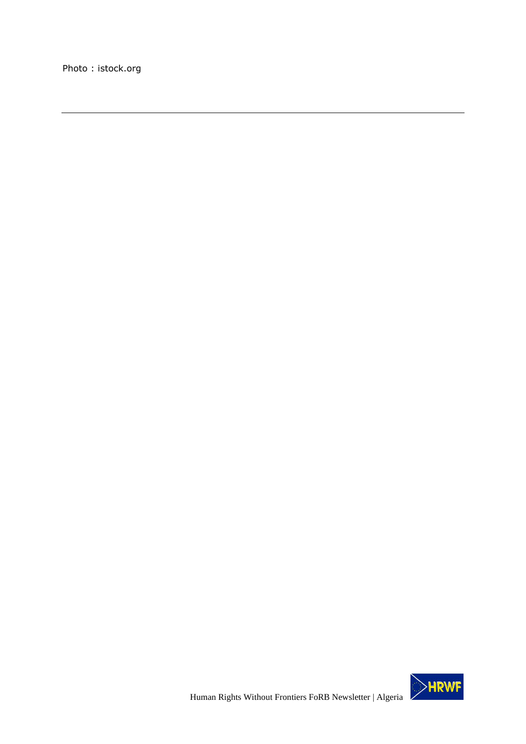Photo : istock.org

---